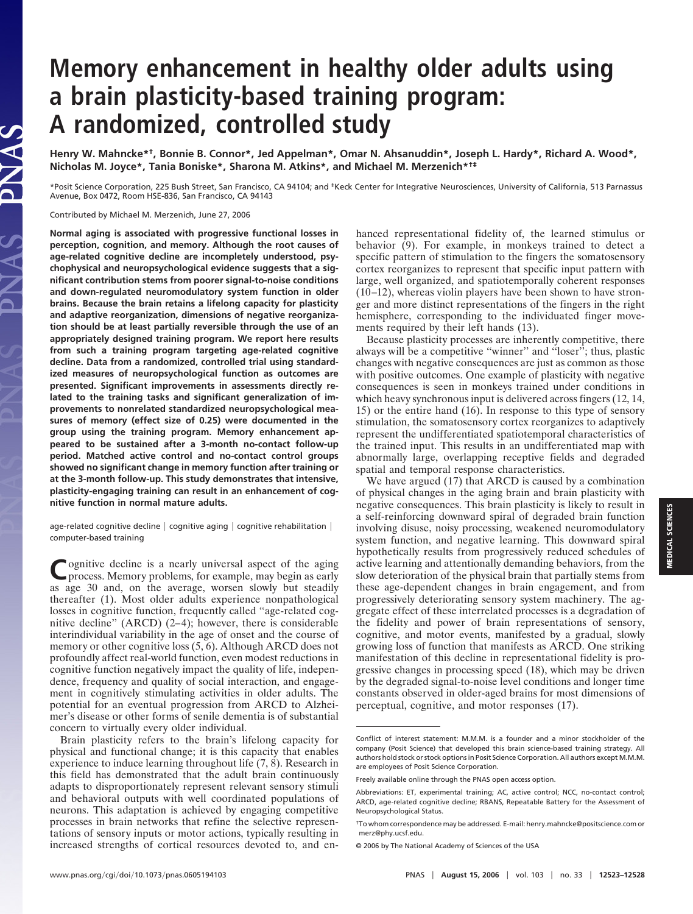# Memory enhancement in healthy older adults using a brain plasticity-based training program: A randomized, controlled study

**Henry W. Mahncke*†, Bonnie B. Connor*, Jed Appelman*, Omar N. Ahsanuddin*, Joseph L. Hardy*, Richard A. Wood*, Nicholas M. Joyce*, Tania Boniske*, Sharona M. Atkins*, and Michael M. Merzenich*†‡**

*Posit Science Corporation, 225 Bush Street, San Francisco, CA 94104; and ‡Keck Center for Integrative Neurosciences, University of California, 513 Parnassus Avenue, Box 0472, Room HSE-836, San Francisco, CA 94143

Contributed by Michael M. Merzenich, June 27, 2006

**Normal aging is associated with progressive functional losses in perception, cognition, and memory. Although the root causes of age-related cognitive decline are incompletely understood, psychophysical and neuropsychological evidence suggests that a significant contribution stems from poorer signal-to-noise conditions and down-regulated neuromodulatory system function in older brains. Because the brain retains a lifelong capacity for plasticity and adaptive reorganization, dimensions of negative reorganization should be at least partially reversible through the use of an appropriately designed training program. We report here results from such a training program targeting age-related cognitive decline. Data from a randomized, controlled trial using standardized measures of neuropsychological function as outcomes are presented. Significant improvements in assessments directly related to the training tasks and significant generalization of improvements to nonrelated standardized neuropsychological measures of memory (effect size of 0.25) were documented in the group using the training program. Memory enhancement appeared to be sustained after a 3-month no-contact follow-up period. Matched active control and no-contact control groups showed no significant change in memory function after training or at the 3-month follow-up. This study demonstrates that intensive, plasticity-engaging training can result in an enhancement of cognitive function in normal mature adults.**

age-related cognitive decline | cognitive aging | cognitive rehabilitation | computer-based training

Cognitive decline is a nearly universal aspect of the aging process. Memory problems, for example, may begin as early as age 30 and, on the average, worsen slowly but steadily thereafter (1). Most older adults experience nonpathological losses in cognitive function, frequently called ''age-related cognitive decline'' (ARCD) (2–4); however, there is considerable interindividual variability in the age of onset and the course of memory or other cognitive loss (5, 6). Although ARCD does not profoundly affect real-world function, even modest reductions in cognitive function negatively impact the quality of life, independence, frequency and quality of social interaction, and engagement in cognitively stimulating activities in older adults. The potential for an eventual progression from ARCD to Alzheimer's disease or other forms of senile dementia is of substantial concern to virtually every older individual.

Brain plasticity refers to the brain's lifelong capacity for physical and functional change; it is this capacity that enables experience to induce learning throughout life (7, 8). Research in this field has demonstrated that the adult brain continuously adapts to disproportionately represent relevant sensory stimuli and behavioral outputs with well coordinated populations of neurons. This adaptation is achieved by engaging competitive processes in brain networks that refine the selective representations of sensory inputs or motor actions, typically resulting in increased strengths of cortical resources devoted to, and enhanced representational fidelity of, the learned stimulus or behavior (9). For example, in monkeys trained to detect a specific pattern of stimulation to the fingers the somatosensory cortex reorganizes to represent that specific input pattern with large, well organized, and spatiotemporally coherent responses (10–12), whereas violin players have been shown to have stronger and more distinct representations of the fingers in the right hemisphere, corresponding to the individuated finger movements required by their left hands (13).

Because plasticity processes are inherently competitive, there always will be a competitive ''winner'' and ''loser''; thus, plastic changes with negative consequences are just as common as those with positive outcomes. One example of plasticity with negative consequences is seen in monkeys trained under conditions in which heavy synchronous input is delivered across fingers (12, 14, 15) or the entire hand (16). In response to this type of sensory stimulation, the somatosensory cortex reorganizes to adaptively represent the undifferentiated spatiotemporal characteristics of the trained input. This results in an undifferentiated map with abnormally large, overlapping receptive fields and degraded spatial and temporal response characteristics.

We have argued (17) that ARCD is caused by a combination of physical changes in the aging brain and brain plasticity with negative consequences. This brain plasticity is likely to result in a self-reinforcing downward spiral of degraded brain function involving disuse, noisy processing, weakened neuromodulatory system function, and negative learning. This downward spiral hypothetically results from progressively reduced schedules of active learning and attentionally demanding behaviors, from the slow deterioration of the physical brain that partially stems from these age-dependent changes in brain engagement, and from progressively deteriorating sensory system machinery. The aggregate effect of these interrelated processes is a degradation of the fidelity and power of brain representations of sensory, cognitive, and motor events, manifested by a gradual, slowly growing loss of function that manifests as ARCD. One striking manifestation of this decline in representational fidelity is progressive changes in processing speed (18), which may be driven by the degraded signal-to-noise level conditions and longer time constants observed in older-aged brains for most dimensions of perceptual, cognitive, and motor responses (17).

Conflict of interest statement: M.M.M. is a founder and a minor stockholder of the company (Posit Science) that developed this brain science-based training strategy. All authors hold stock or stock options in Posit Science Corporation. All authors except M.M.M. are employees of Posit Science Corporation.

Freely available online through the PNAS open access option.

Abbreviations: ET, experimental training; AC, active control; NCC, no-contact control; ARCD, age-related cognitive decline; RBANS, Repeatable Battery for the Assessment of Neuropsychological Status.

†To whom correspondence may be addressed. E-mail: henry.mahncke@positscience.com or merz@phy.ucsf.edu.

© 2006 by The National Academy of Sciences of the USA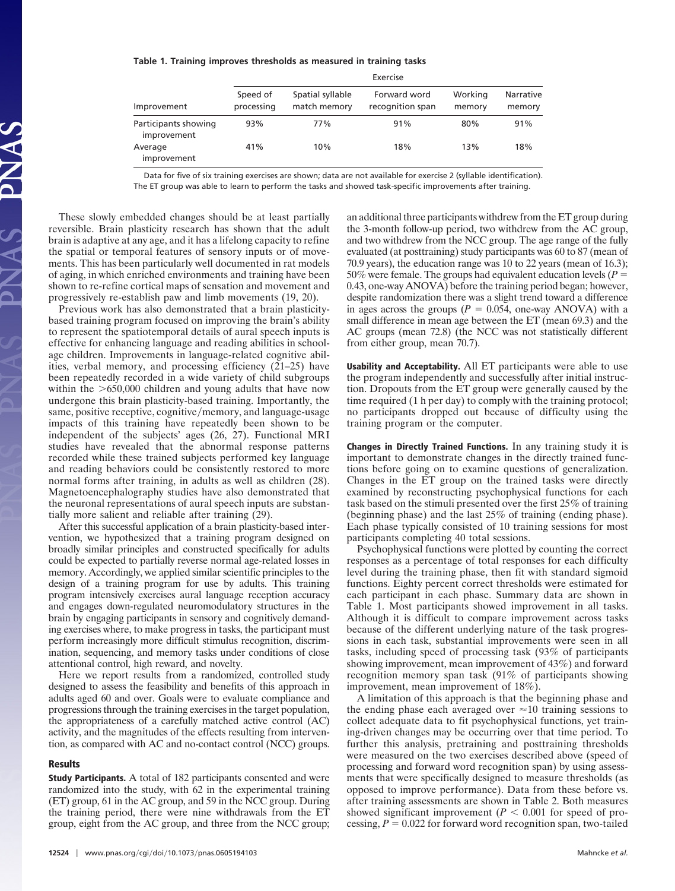**Table 1. Training improves thresholds as measured in training tasks**

| Improvement | Exercise | | | | |
|---|---|---|---|---|---|
| | Speed of processing | Spatial syllable match memory | Forward word recognition span | Working memory | Narrative memory |
| Participants showing improvement | 93% | 77% | 91% | 80% | 91% |
| Average improvement | 41% | 10% | 18% | 13% | 18% |

Data for five of six training exercises are shown; data are not available for exercise 2 (syllable identification). The ET group was able to learn to perform the tasks and showed task-specific improvements after training.

These slowly embedded changes should be at least partially reversible. Brain plasticity research has shown that the adult brain is adaptive at any age, and it has a lifelong capacity to refine the spatial or temporal features of sensory inputs or of movements. This has been particularly well documented in rat models of aging, in which enriched environments and training have been shown to re-refine cortical maps of sensation and movement and progressively re-establish paw and limb movements (19, 20).

Previous work has also demonstrated that a brain plasticity-based training program focused on improving the brain's ability to represent the spatiotemporal details of aural speech inputs is effective for enhancing language and reading abilities in school-age children. Improvements in language-related cognitive abilities, verbal memory, and processing efficiency (21–25) have been repeatedly recorded in a wide variety of child subgroups within the >650,000 children and young adults that have now undergone this brain plasticity-based training. Importantly, the same, positive receptive, cognitive/memory, and language-usage impacts of this training have repeatedly been shown to be independent of the subjects' ages (26, 27). Functional MRI studies have revealed that the abnormal response patterns recorded while these trained subjects performed key language and reading behaviors could be consistently restored to more normal forms after training, in adults as well as children (28). Magnetoencephalography studies have also demonstrated that the neuronal representations of aural speech inputs are substantially more salient and reliable after training (29).

After this successful application of a brain plasticity-based intervention, we hypothesized that a training program designed on broadly similar principles and constructed specifically for adults could be expected to partially reverse normal age-related losses in memory. Accordingly, we applied similar scientific principles to the design of a training program for use by adults. This training program intensively exercises aural language reception accuracy and engages down-regulated neuromodulatory structures in the brain by engaging participants in sensory and cognitively demanding exercises where, to make progress in tasks, the participant must perform increasingly more difficult stimulus recognition, discrimination, sequencing, and memory tasks under conditions of close attentional control, high reward, and novelty.

Here we report results from a randomized, controlled study designed to assess the feasibility and benefits of this approach in adults aged 60 and over. Goals were to evaluate compliance and progressions through the training exercises in the target population, the appropriateness of a carefully matched active control (AC) activity, and the magnitudes of the effects resulting from intervention, as compared with AC and no-contact control (NCC) groups.

## Results

**Study Participants.** A total of 182 participants consented and were randomized into the study, with 62 in the experimental training (ET) group, 61 in the AC group, and 59 in the NCC group. During the training period, there were nine withdrawals from the ET group, eight from the AC group, and three from the NCC group; an additional three participants withdrew from the ET group during the 3-month follow-up period, two withdrew from the AC group, and two withdrew from the NCC group. The age range of the fully evaluated (at posttraining) study participants was 60 to 87 (mean of 70.9 years), the education range was 10 to 22 years (mean of 16.3); 50% were female. The groups had equivalent education levels ($P$ = 0.43, one-way ANOVA) before the training period began; however, despite randomization there was a slight trend toward a difference in ages across the groups ($P$ = 0.054, one-way ANOVA) with a small difference in mean age between the ET (mean 69.3) and the AC groups (mean 72.8) (the NCC was not statistically different from either group, mean 70.7).

**Usability and Acceptability.** All ET participants were able to use the program independently and successfully after initial instruction. Dropouts from the ET group were generally caused by the time required (1 h per day) to comply with the training protocol; no participants dropped out because of difficulty using the training program or the computer.

**Changes in Directly Trained Functions.** In any training study it is important to demonstrate changes in the directly trained functions before going on to examine questions of generalization. Changes in the ET group on the trained tasks were directly examined by reconstructing psychophysical functions for each task based on the stimuli presented over the first 25% of training (beginning phase) and the last 25% of training (ending phase). Each phase typically consisted of 10 training sessions for most participants completing 40 total sessions.

Psychophysical functions were plotted by counting the correct responses as a percentage of total responses for each difficulty level during the training phase, then fit with standard sigmoid functions. Eighty percent correct thresholds were estimated for each participant in each phase. Summary data are shown in Table 1. Most participants showed improvement in all tasks. Although it is difficult to compare improvement across tasks because of the different underlying nature of the task progressions in each task, substantial improvements were seen in all tasks, including speed of processing task (93% of participants showing improvement, mean improvement of 43%) and forward recognition memory span task (91% of participants showing improvement, mean improvement of 18%).

A limitation of this approach is that the beginning phase and the ending phase each averaged over ≈10 training sessions to collect adequate data to fit psychophysical functions, yet training-driven changes may be occurring over that time period. To further this analysis, pretraining and posttraining thresholds were measured on the two exercises described above (speed of processing and forward word recognition span) by using assessments that were specifically designed to measure thresholds (as opposed to improve performance). Data from these before vs. after training assessments are shown in Table 2. Both measures showed significant improvement ($P < 0.001$ for speed of processing, $P = 0.022$ for forward word recognition span, two-tailed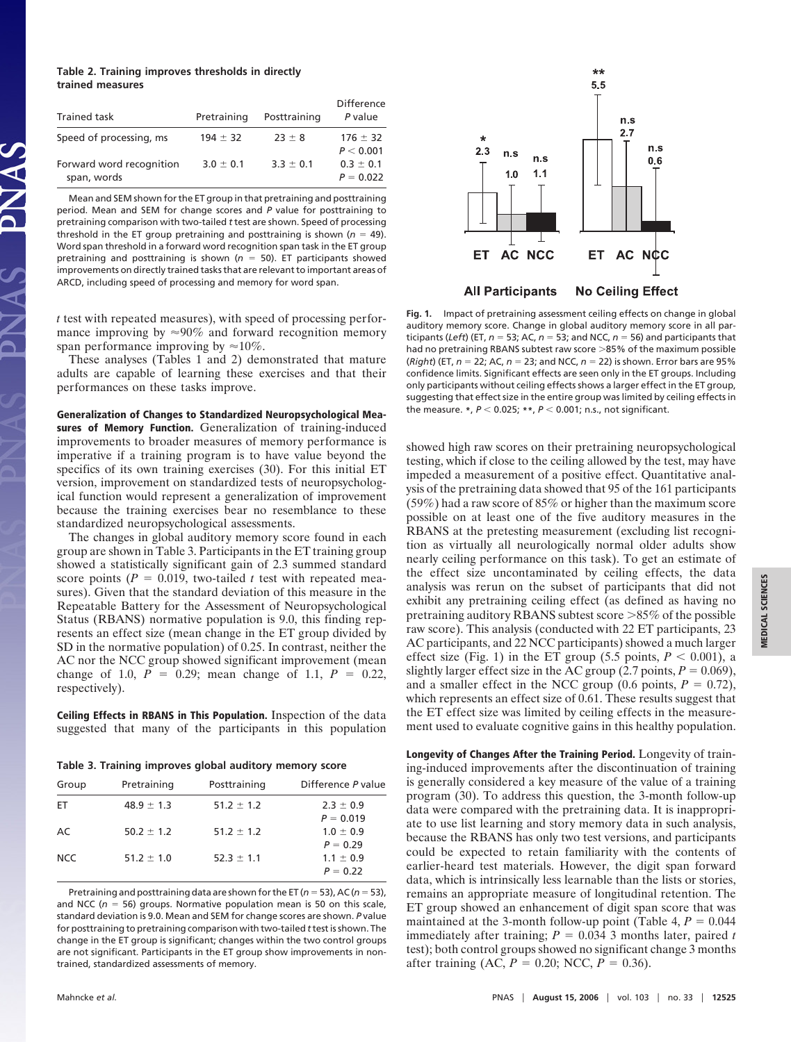**Table 2. Training improves thresholds in directly trained measures**

| Trained task | Pretraining | Posttraining | Difference *P* value |
|---|---|---|---|
| Speed of processing, ms | 194 ± 32 | 23 ± 8 | 176 ± 32 $P < 0.001$ |
| Forward word recognition span, words | 3.0 ± 0.1 | 3.3 ± 0.1 | 0.3 ± 0.1 $P = 0.022$ |

Mean and SEM shown for the ET group in that pretraining and posttraining period. Mean and SEM for change scores and *P* value for posttraining to pretraining comparison with two-tailed *t* test are shown. Speed of processing threshold in the ET group pretraining and posttraining is shown ($n = 49$). Word span threshold in a forward word recognition span task in the ET group pretraining and posttraining is shown ($n = 50$). ET participants showed improvements on directly trained tasks that are relevant to important areas of ARCD, including speed of processing and memory for word span.

*t* test with repeated measures), with speed of processing performance improving by ≈90% and forward recognition memory span performance improving by ≈10%.

These analyses (Tables 1 and 2) demonstrated that mature adults are capable of learning these exercises and that their performances on these tasks improve.

**Generalization of Changes to Standardized Neuropsychological Measures of Memory Function.** Generalization of training-induced improvements to broader measures of memory performance is imperative if a training program is to have value beyond the specifics of its own training exercises (30). For this initial ET version, improvement on standardized tests of neuropsychological function would represent a generalization of improvement because the training exercises bear no resemblance to these standardized neuropsychological assessments.

The changes in global auditory memory score found in each group are shown in Table 3. Participants in the ET training group showed a statistically significant gain of 2.3 summed standard score points ($P = 0.019$, two-tailed *t* test with repeated measures). Given that the standard deviation of this measure in the Repeatable Battery for the Assessment of Neuropsychological Status (RBANS) normative population is 9.0, this finding represents an effect size (mean change in the ET group divided by SD in the normative population) of 0.25. In contrast, neither the AC nor the NCC group showed significant improvement (mean change of 1.0, $P = 0.29$; mean change of 1.1, $P = 0.22$, respectively).

**Ceiling Effects in RBANS in This Population.** Inspection of the data suggested that many of the participants in this population showed high raw scores on their pretraining neuropsychological testing, which if close to the ceiling allowed by the test, may have impeded a measurement of a positive effect. Quantitative analysis of the pretraining data showed that 95 of the 161 participants (59%) had a raw score of 85% or higher than the maximum score possible on at least one of the five auditory measures in the RBANS at the pretesting measurement (excluding list recognition as virtually all neurologically normal older adults show nearly ceiling performance on this task). To get an estimate of the effect size uncontaminated by ceiling effects, the data analysis was rerun on the subset of participants that did not exhibit any pretraining ceiling effect (as defined as having no pretraining auditory RBANS subtest score >85% of the possible raw score). This analysis (conducted with 22 ET participants, 23 AC participants, and 22 NCC participants) showed a much larger effect size (Fig. 1) in the ET group (5.5 points, $P < 0.001$), a slightly larger effect size in the AC group (2.7 points, $P = 0.069$), and a smaller effect in the NCC group (0.6 points, $P = 0.72$), which represents an effect size of 0.61. These results suggest that the ET effect size was limited by ceiling effects in the measurement used to evaluate cognitive gains in this healthy population.

**Table 3. Training improves global auditory memory score**

| Group | Pretraining | Posttraining | Difference *P* value |
|---|---|---|---|
| ET | 48.9 ± 1.3 | 51.2 ± 1.2 | 2.3 ± 0.9 $P = 0.019$ |
| AC | 50.2 ± 1.2 | 51.2 ± 1.2 | 1.0 ± 0.9 $P = 0.29$ |
| NCC | 51.2 ± 1.0 | 52.3 ± 1.1 | 1.1 ± 0.9 $P = 0.22$ |

Pretraining and posttraining data are shown for the ET ($n = 53$), AC ($n = 53$), and NCC ($n = 56$) groups. Normative population mean is 50 on this scale, standard deviation is 9.0. Mean and SEM for change scores are shown. *P* value for posttraining to pretraining comparison with two-tailed *t* test is shown. The change in the ET group is significant; changes within the two control groups are not significant. Participants in the ET group show improvements in non-trained, standardized assessments of memory.

**Fig. 1.** Impact of pretraining assessment ceiling effects on change in global auditory memory score. Change in global auditory memory score in all participants (*Left*) (ET, $n = 53$; AC, $n = 53$; and NCC, $n = 56$) and participants that had no pretraining RBANS subtest raw score >85% of the maximum possible (*Right*) (ET, $n = 22$; AC, $n = 23$; and NCC, $n = 22$) is shown. Error bars are 95% confidence limits. Significant effects are seen only in the ET groups. Including only participants without ceiling effects shows a larger effect in the ET group, suggesting that effect size in the entire group was limited by ceiling effects in the measure. *, $P < 0.025$; **, $P < 0.001$; n.s., not significant.

**Longevity of Changes After the Training Period.** Longevity of training-induced improvements after the discontinuation of training is generally considered a key measure of the value of a training program (30). To address this question, the 3-month follow-up data were compared with the pretraining data. It is inappropriate to use list learning and story memory data in such analysis, because the RBANS has only two test versions, and participants could be expected to retain familiarity with the contents of earlier-heard test materials. However, the digit span forward data, which is intrinsically less learnable than the lists or stories, remains an appropriate measure of longitudinal retention. The ET group showed an enhancement of digit span score that was maintained at the 3-month follow-up point (Table 4, $P = 0.044$ immediately after training; $P = 0.034$ 3 months later, paired *t* test); both control groups showed no significant change 3 months after training (AC, $P = 0.20$; NCC, $P = 0.36$).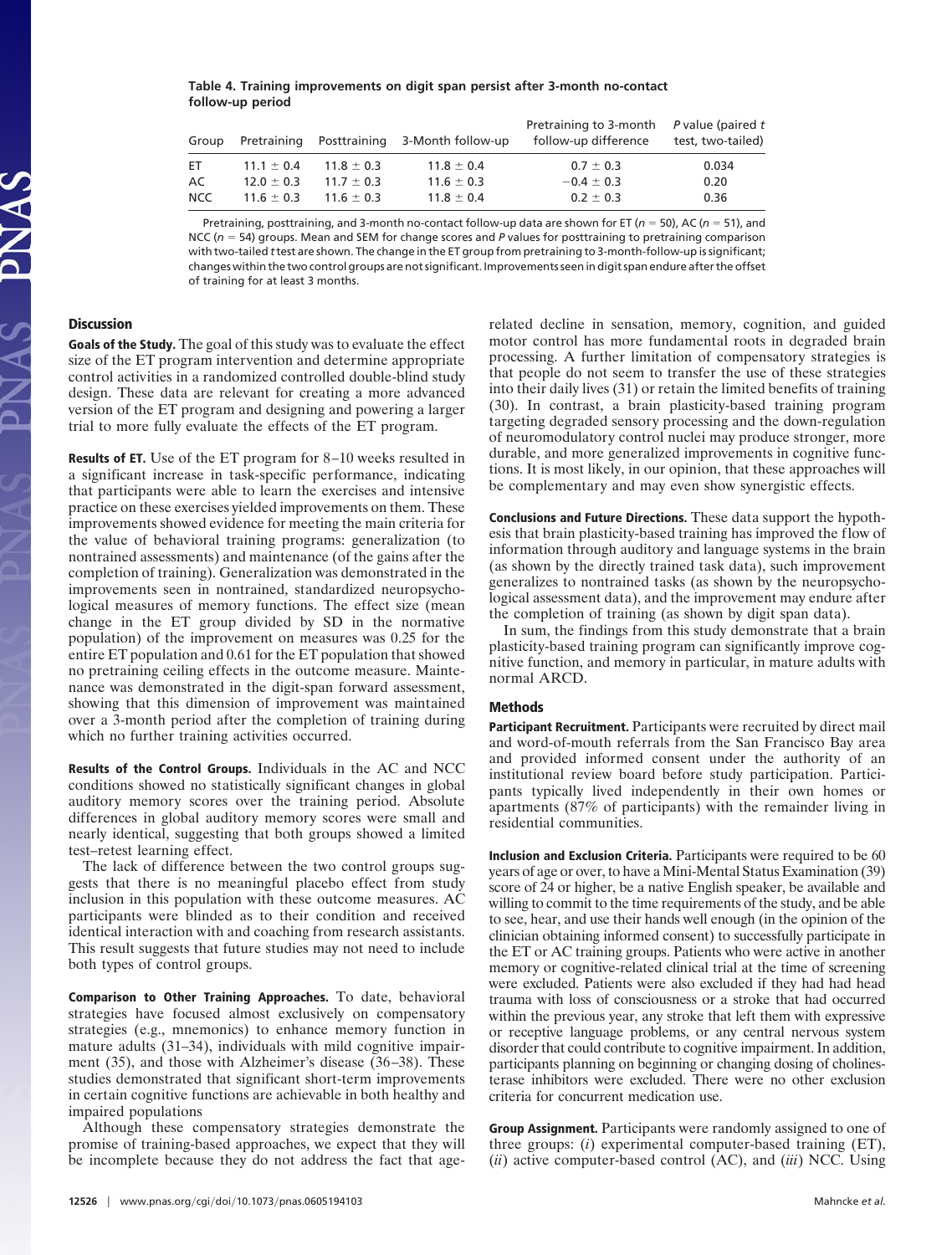**Table 4. Training improvements on digit span persist after 3-month no-contact follow-up period**

| Group | Pretraining | Posttraining | 3-Month follow-up | Pretraining to 3-month follow-up difference | *P* value (paired *t* test, two-tailed) |
|---|---|---|---|---|---|
| ET | 11.1 ± 0.4 | 11.8 ± 0.3 | 11.8 ± 0.4 | 0.7 ± 0.3 | 0.034 |
| AC | 12.0 ± 0.3 | 11.7 ± 0.3 | 11.6 ± 0.3 | −0.4 ± 0.3 | 0.20 |
| NCC | 11.6 ± 0.3 | 11.6 ± 0.3 | 11.8 ± 0.4 | 0.2 ± 0.3 | 0.36 |

Pretraining, posttraining, and 3-month no-contact follow-up data are shown for ET ($n = 50$), AC ($n = 51$), and NCC ($n = 54$) groups. Mean and SEM for change scores and *P* values for posttraining to pretraining comparison with two-tailed *t* test are shown. The change in the ET group from pretraining to 3-month-follow-up is significant; changes within the two control groups are not significant. Improvements seen in digit span endure after the offset of training for at least 3 months.

## Discussion

**Goals of the Study.** The goal of this study was to evaluate the effect size of the ET program intervention and determine appropriate control activities in a randomized controlled double-blind study design. These data are relevant for creating a more advanced version of the ET program and designing and powering a larger trial to more fully evaluate the effects of the ET program.

**Results of ET.** Use of the ET program for 8–10 weeks resulted in a significant increase in task-specific performance, indicating that participants were able to learn the exercises and intensive practice on these exercises yielded improvements on them. These improvements showed evidence for meeting the main criteria for the value of behavioral training programs: generalization (to nontrained assessments) and maintenance (of the gains after the completion of training). Generalization was demonstrated in the improvements seen in nontrained, standardized neuropsychological measures of memory functions. The effect size (mean change in the ET group divided by SD in the normative population) of the improvement on measures was 0.25 for the entire ET population and 0.61 for the ET population that showed no pretraining ceiling effects in the outcome measure. Maintenance was demonstrated in the digit-span forward assessment, showing that this dimension of improvement was maintained over a 3-month period after the completion of training during which no further training activities occurred.

**Results of the Control Groups.** Individuals in the AC and NCC conditions showed no statistically significant changes in global auditory memory scores over the training period. Absolute differences in global auditory memory scores were small and nearly identical, suggesting that both groups showed a limited test–retest learning effect.

The lack of difference between the two control groups suggests that there is no meaningful placebo effect from study inclusion in this population with these outcome measures. AC participants were blinded as to their condition and received identical interaction with and coaching from research assistants. This result suggests that future studies may not need to include both types of control groups.

**Comparison to Other Training Approaches.** To date, behavioral strategies have focused almost exclusively on compensatory strategies (e.g., mnemonics) to enhance memory function in mature adults (31–34), individuals with mild cognitive impairment (35), and those with Alzheimer's disease (36–38). These studies demonstrated that significant short-term improvements in certain cognitive functions are achievable in both healthy and impaired populations

Although these compensatory strategies demonstrate the promise of training-based approaches, we expect that they will be incomplete because they do not address the fact that age-related decline in sensation, memory, cognition, and guided motor control has more fundamental roots in degraded brain processing. A further limitation of compensatory strategies is that people do not seem to transfer the use of these strategies into their daily lives (31) or retain the limited benefits of training (30). In contrast, a brain plasticity-based training program targeting degraded sensory processing and the down-regulation of neuromodulatory control nuclei may produce stronger, more durable, and more generalized improvements in cognitive functions. It is most likely, in our opinion, that these approaches will be complementary and may even show synergistic effects.

**Conclusions and Future Directions.** These data support the hypothesis that brain plasticity-based training has improved the flow of information through auditory and language systems in the brain (as shown by the directly trained task data), such improvement generalizes to nontrained tasks (as shown by the neuropsychological assessment data), and the improvement may endure after the completion of training (as shown by digit span data).

In sum, the findings from this study demonstrate that a brain plasticity-based training program can significantly improve cognitive function, and memory in particular, in mature adults with normal ARCD.

## Methods

**Participant Recruitment.** Participants were recruited by direct mail and word-of-mouth referrals from the San Francisco Bay area and provided informed consent under the authority of an institutional review board before study participation. Participants typically lived independently in their own homes or apartments (87% of participants) with the remainder living in residential communities.

**Inclusion and Exclusion Criteria.** Participants were required to be 60 years of age or over, to have a Mini-Mental Status Examination (39) score of 24 or higher, be a native English speaker, be available and willing to commit to the time requirements of the study, and be able to see, hear, and use their hands well enough (in the opinion of the clinician obtaining informed consent) to successfully participate in the ET or AC training groups. Patients who were active in another memory or cognitive-related clinical trial at the time of screening were excluded. Patients were also excluded if they had had head trauma with loss of consciousness or a stroke that had occurred within the previous year, any stroke that left them with expressive or receptive language problems, or any central nervous system disorder that could contribute to cognitive impairment. In addition, participants planning on beginning or changing dosing of cholinesterase inhibitors were excluded. There were no other exclusion criteria for concurrent medication use.

**Group Assignment.** Participants were randomly assigned to one of three groups: (*i*) experimental computer-based training (ET), (*ii*) active computer-based control (AC), and (*iii*) NCC. Using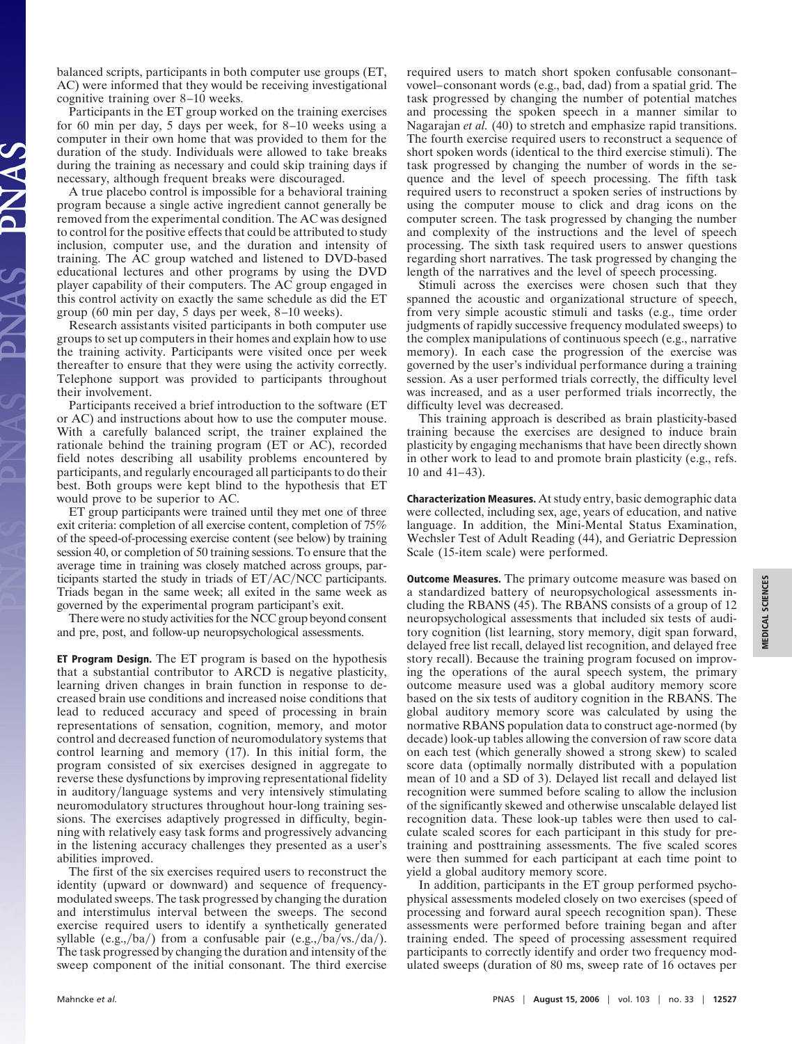balanced scripts, participants in both computer use groups (ET, AC) were informed that they would be receiving investigational cognitive training over 8–10 weeks.

Participants in the ET group worked on the training exercises for 60 min per day, 5 days per week, for 8–10 weeks using a computer in their own home that was provided to them for the duration of the study. Individuals were allowed to take breaks during the training as necessary and could skip training days if necessary, although frequent breaks were discouraged.

A true placebo control is impossible for a behavioral training program because a single active ingredient cannot generally be removed from the experimental condition. The AC was designed to control for the positive effects that could be attributed to study inclusion, computer use, and the duration and intensity of training. The AC group watched and listened to DVD-based educational lectures and other programs by using the DVD player capability of their computers. The AC group engaged in this control activity on exactly the same schedule as did the ET group (60 min per day, 5 days per week, 8–10 weeks).

Research assistants visited participants in both computer use groups to set up computers in their homes and explain how to use the training activity. Participants were visited once per week thereafter to ensure that they were using the activity correctly. Telephone support was provided to participants throughout their involvement.

Participants received a brief introduction to the software (ET or AC) and instructions about how to use the computer mouse. With a carefully balanced script, the trainer explained the rationale behind the training program (ET or AC), recorded field notes describing all usability problems encountered by participants, and regularly encouraged all participants to do their best. Both groups were kept blind to the hypothesis that ET would prove to be superior to AC.

ET group participants were trained until they met one of three exit criteria: completion of all exercise content, completion of 75% of the speed-of-processing exercise content (see below) by training session 40, or completion of 50 training sessions. To ensure that the average time in training was closely matched across groups, participants started the study in triads of ET/AC/NCC participants. Triads began in the same week; all exited in the same week as governed by the experimental program participant's exit.

There were no study activities for the NCC group beyond consent and pre, post, and follow-up neuropsychological assessments.

**ET Program Design.** The ET program is based on the hypothesis that a substantial contributor to ARCD is negative plasticity, learning driven changes in brain function in response to decreased brain use conditions and increased noise conditions that lead to reduced accuracy and speed of processing in brain representations of sensation, cognition, memory, and motor control and decreased function of neuromodulatory systems that control learning and memory (17). In this initial form, the program consisted of six exercises designed in aggregate to reverse these dysfunctions by improving representational fidelity in auditory/language systems and very intensively stimulating neuromodulatory structures throughout hour-long training sessions. The exercises adaptively progressed in difficulty, beginning with relatively easy task forms and progressively advancing in the listening accuracy challenges they presented as a user's abilities improved.

The first of the six exercises required users to reconstruct the identity (upward or downward) and sequence of frequency-modulated sweeps. The task progressed by changing the duration and interstimulus interval between the sweeps. The second exercise required users to identify a synthetically generated syllable (e.g.,/ba/) from a confusable pair (e.g.,/ba/vs./da/). The task progressed by changing the duration and intensity of the sweep component of the initial consonant. The third exercise required users to match short spoken confusable consonant–vowel–consonant words (e.g., bad, dad) from a spatial grid. The task progressed by changing the number of potential matches and processing the spoken speech in a manner similar to Nagarajan *et al.* (40) to stretch and emphasize rapid transitions. The fourth exercise required users to reconstruct a sequence of short spoken words (identical to the third exercise stimuli). The task progressed by changing the number of words in the sequence and the level of speech processing. The fifth task required users to reconstruct a spoken series of instructions by using the computer mouse to click and drag icons on the computer screen. The task progressed by changing the number and complexity of the instructions and the level of speech processing. The sixth task required users to answer questions regarding short narratives. The task progressed by changing the length of the narratives and the level of speech processing.

Stimuli across the exercises were chosen such that they spanned the acoustic and organizational structure of speech, from very simple acoustic stimuli and tasks (e.g., time order judgments of rapidly successive frequency modulated sweeps) to the complex manipulations of continuous speech (e.g., narrative memory). In each case the progression of the exercise was governed by the user's individual performance during a training session. As a user performed trials correctly, the difficulty level was increased, and as a user performed trials incorrectly, the difficulty level was decreased.

This training approach is described as brain plasticity-based training because the exercises are designed to induce brain plasticity by engaging mechanisms that have been directly shown in other work to lead to and promote brain plasticity (e.g., refs. 10 and 41–43).

**Characterization Measures.** At study entry, basic demographic data were collected, including sex, age, years of education, and native language. In addition, the Mini-Mental Status Examination, Wechsler Test of Adult Reading (44), and Geriatric Depression Scale (15-item scale) were performed.

**Outcome Measures.** The primary outcome measure was based on a standardized battery of neuropsychological assessments including the RBANS (45). The RBANS consists of a group of 12 neuropsychological assessments that included six tests of auditory cognition (list learning, story memory, digit span forward, delayed free list recall, delayed list recognition, and delayed free story recall). Because the training program focused on improving the operations of the aural speech system, the primary outcome measure used was a global auditory memory score based on the six tests of auditory cognition in the RBANS. The global auditory memory score was calculated by using the normative RBANS population data to construct age-normed (by decade) look-up tables allowing the conversion of raw score data on each test (which generally showed a strong skew) to scaled score data (optimally normally distributed with a population mean of 10 and a SD of 3). Delayed list recall and delayed list recognition were summed before scaling to allow the inclusion of the significantly skewed and otherwise unscalable delayed list recognition data. These look-up tables were then used to calculate scaled scores for each participant in this study for pretraining and posttraining assessments. The five scaled scores were then summed for each participant at each time point to yield a global auditory memory score.

In addition, participants in the ET group performed psychophysical assessments modeled closely on two exercises (speed of processing and forward aural speech recognition span). These assessments were performed before training began and after training ended. The speed of processing assessment required participants to correctly identify and order two frequency modulated sweeps (duration of 80 ms, sweep rate of 16 octaves per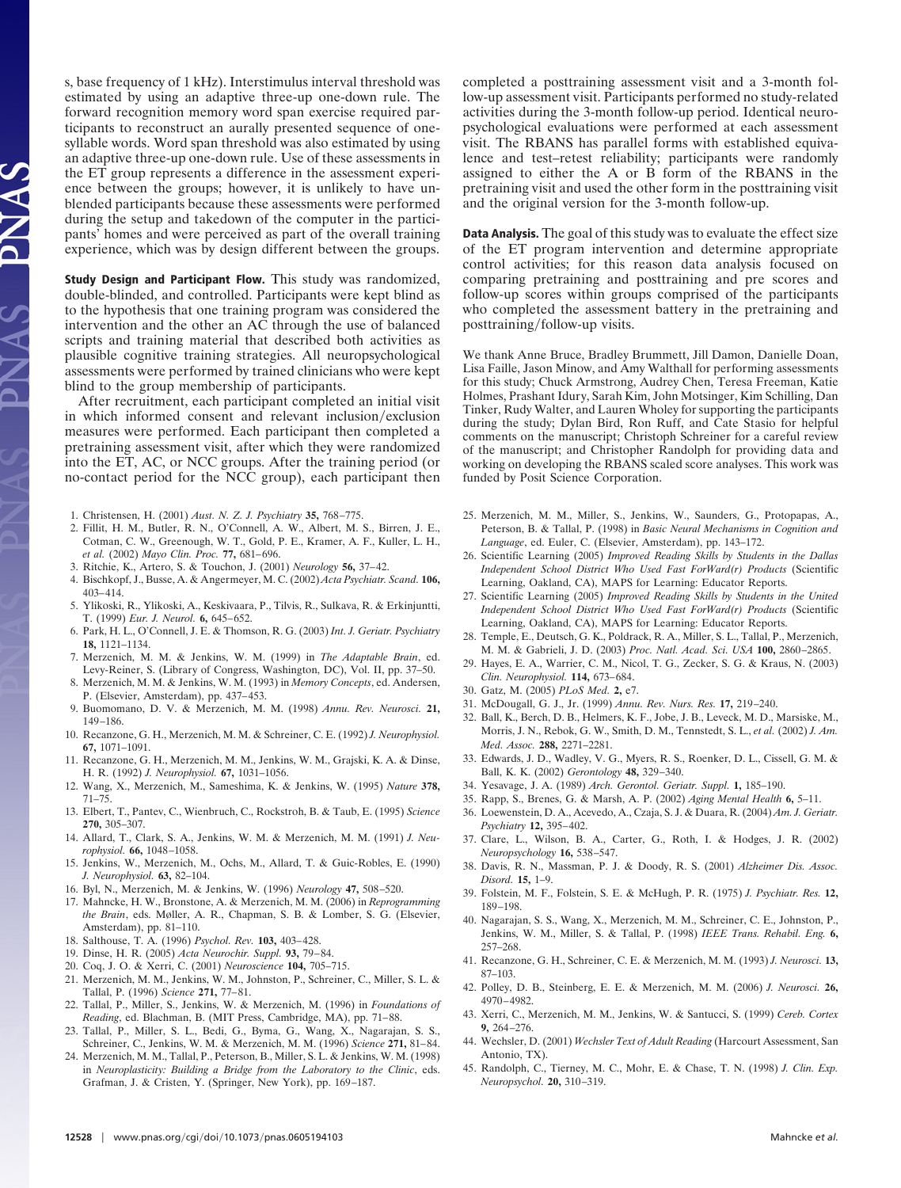s, base frequency of 1 kHz). Interstimulus interval threshold was estimated by using an adaptive three-up one-down rule. The forward recognition memory word span exercise required participants to reconstruct an aurally presented sequence of one-syllable words. Word span threshold was also estimated by using an adaptive three-up one-down rule. Use of these assessments in the ET group represents a difference in the assessment experience between the groups; however, it is unlikely to have unblended participants because these assessments were performed during the setup and takedown of the computer in the participants' homes and were perceived as part of the overall training experience, which was by design different between the groups.

**Study Design and Participant Flow.** This study was randomized, double-blinded, and controlled. Participants were kept blind as to the hypothesis that one training program was considered the intervention and the other an AC through the use of balanced scripts and training material that described both activities as plausible cognitive training strategies. All neuropsychological assessments were performed by trained clinicians who were kept blind to the group membership of participants.

After recruitment, each participant completed an initial visit in which informed consent and relevant inclusion/exclusion measures were performed. Each participant then completed a pretraining assessment visit, after which they were randomized into the ET, AC, or NCC groups. After the training period (or no-contact period for the NCC group), each participant then completed a posttraining assessment visit and a 3-month follow-up assessment visit. Participants performed no study-related activities during the 3-month follow-up period. Identical neuropsychological evaluations were performed at each assessment visit. The RBANS has parallel forms with established equivalence and test–retest reliability; participants were randomly assigned to either the A or B form of the RBANS in the pretraining visit and used the other form in the posttraining visit and the original version for the 3-month follow-up.

**Data Analysis.** The goal of this study was to evaluate the effect size of the ET program intervention and determine appropriate control activities; for this reason data analysis focused on comparing pretraining and posttraining and pre scores and follow-up scores within groups comprised of the participants who completed the assessment battery in the pretraining and posttraining/follow-up visits.

We thank Anne Bruce, Bradley Brummett, Jill Damon, Danielle Doan, Lisa Faille, Jason Minow, and Amy Walthall for performing assessments for this study; Chuck Armstrong, Audrey Chen, Teresa Freeman, Katie Holmes, Prashant Idury, Sarah Kim, John Motsinger, Kim Schilling, Dan Tinker, Rudy Walter, and Lauren Wholey for supporting the participants during the study; Dylan Bird, Ron Ruff, and Cate Stasio for helpful comments on the manuscript; Christoph Schreiner for a careful review of the manuscript; and Christopher Randolph for providing data and working on developing the RBANS scaled score analyses. This work was funded by Posit Science Corporation.

1. Christensen, H. (2001) *Aust. N. Z. J. Psychiatry* **35,** 768–775.
2. Fillit, H. M., Butler, R. N., O'Connell, A. W., Albert, M. S., Birren, J. E., Cotman, C. W., Greenough, W. T., Gold, P. E., Kramer, A. F., Kuller, L. H., *et al.* (2002) *Mayo Clin. Proc.* **77,** 681–696.
3. Ritchie, K., Artero, S. & Touchon, J. (2001) *Neurology* **56,** 37–42.
4. Bischkopf, J., Busse, A. & Angermeyer, M. C. (2002) *Acta Psychiatr. Scand.* **106,** 403–414.
5. Ylikoski, R., Ylikoski, A., Keskivaara, P., Tilvis, R., Sulkava, R. & Erkinjuntti, T. (1999) *Eur. J. Neurol.* **6,** 645–652.
6. Park, H. L., O'Connell, J. E. & Thomson, R. G. (2003) *Int. J. Geriatr. Psychiatry* **18,** 1121–1134.
7. Merzenich, M. M. & Jenkins, W. M. (1999) in *The Adaptable Brain*, ed. Levy-Reiner, S. (Library of Congress, Washington, DC), Vol. II, pp. 37–50.
8. Merzenich, M. M. & Jenkins, W. M. (1993) in *Memory Concepts*, ed. Andersen, P. (Elsevier, Amsterdam), pp. 437–453.
9. Buomomano, D. V. & Merzenich, M. M. (1998) *Annu. Rev. Neurosci.* **21,** 149–186.
10. Recanzone, G. H., Merzenich, M. M. & Schreiner, C. E. (1992) *J. Neurophysiol.* **67,** 1071–1091.
11. Recanzone, G. H., Merzenich, M. M., Jenkins, W. M., Grajski, K. A. & Dinse, H. R. (1992) *J. Neurophysiol.* **67,** 1031–1056.
12. Wang, X., Merzenich, M., Sameshima, K. & Jenkins, W. (1995) *Nature* **378,** 71–75.
13. Elbert, T., Pantev, C., Wienbruch, C., Rockstroh, B. & Taub, E. (1995) *Science* **270,** 305–307.
14. Allard, T., Clark, S. A., Jenkins, W. M. & Merzenich, M. M. (1991) *J. Neurophysiol.* **66,** 1048–1058.
15. Jenkins, W., Merzenich, M., Ochs, M., Allard, T. & Guic-Robles, E. (1990) *J. Neurophysiol.* **63,** 82–104.
16. Byl, N., Merzenich, M. & Jenkins, W. (1996) *Neurology* **47,** 508–520.
17. Mahncke, H. W., Bronstone, A. & Merzenich, M. M. (2006) in *Reprogramming the Brain*, eds. Møller, A. R., Chapman, S. B. & Lomber, S. G. (Elsevier, Amsterdam), pp. 81–110.
18. Salthouse, T. A. (1996) *Psychol. Rev.* **103,** 403–428.
19. Dinse, H. R. (2005) *Acta Neurochir. Suppl.* **93,** 79–84.
20. Coq, J. O. & Xerri, C. (2001) *Neuroscience* **104,** 705–715.
21. Merzenich, M. M., Jenkins, W. M., Johnston, P., Schreiner, C., Miller, S. L. & Tallal, P. (1996) *Science* **271,** 77–81.
22. Tallal, P., Miller, S., Jenkins, W. & Merzenich, M. (1996) in *Foundations of Reading*, ed. Blachman, B. (MIT Press, Cambridge, MA), pp. 71–88.
23. Tallal, P., Miller, S. L., Bedi, G., Byma, G., Wang, X., Nagarajan, S. S., Schreiner, C., Jenkins, W. M. & Merzenich, M. M. (1996) *Science* **271,** 81–84.
24. Merzenich, M. M., Tallal, P., Peterson, B., Miller, S. L. & Jenkins, W. M. (1998) in *Neuroplasticity: Building a Bridge from the Laboratory to the Clinic*, eds. Grafman, J. & Cristen, Y. (Springer, New York), pp. 169–187.
25. Merzenich, M. M., Miller, S., Jenkins, W., Saunders, G., Protopapas, A., Peterson, B. & Tallal, P. (1998) in *Basic Neural Mechanisms in Cognition and Language*, ed. Euler, C. (Elsevier, Amsterdam), pp. 143–172.
26. Scientific Learning (2005) *Improved Reading Skills by Students in the Dallas Independent School District Who Used Fast ForWard(r) Products* (Scientific Learning, Oakland, CA), MAPS for Learning: Educator Reports.
27. Scientific Learning (2005) *Improved Reading Skills by Students in the United Independent School District Who Used Fast ForWard(r) Products* (Scientific Learning, Oakland, CA), MAPS for Learning: Educator Reports.
28. Temple, E., Deutsch, G. K., Poldrack, R. A., Miller, S. L., Tallal, P., Merzenich, M. M. & Gabrieli, J. D. (2003) *Proc. Natl. Acad. Sci. USA* **100,** 2860–2865.
29. Hayes, E. A., Warrier, C. M., Nicol, T. G., Zecker, S. G. & Kraus, N. (2003) *Clin. Neurophysiol.* **114,** 673–684.
30. Gatz, M. (2005) *PLoS Med.* **2,** e7.
31. McDougall, G. J., Jr. (1999) *Annu. Rev. Nurs. Res.* **17,** 219–240.
32. Ball, K., Berch, D. B., Helmers, K. F., Jobe, J. B., Leveck, M. D., Marsiske, M., Morris, J. N., Rebok, G. W., Smith, D. M., Tennstedt, S. L., *et al.* (2002) *J. Am. Med. Assoc.* **288,** 2271–2281.
33. Edwards, J. D., Wadley, V. G., Myers, R. S., Roenker, D. L., Cissell, G. M. & Ball, K. K. (2002) *Gerontology* **48,** 329–340.
34. Yesavage, J. A. (1989) *Arch. Gerontol. Geriatr. Suppl.* **1,** 185–190.
35. Rapp, S., Brenes, G. & Marsh, A. P. (2002) *Aging Mental Health* **6,** 5–11.
36. Loewenstein, D. A., Acevedo, A., Czaja, S. J. & Duara, R. (2004) *Am. J. Geriatr. Psychiatry* **12,** 395–402.
37. Clare, L., Wilson, B. A., Carter, G., Roth, I. & Hodges, J. R. (2002) *Neuropsychology* **16,** 538–547.
38. Davis, R. N., Massman, P. J. & Doody, R. S. (2001) *Alzheimer Dis. Assoc. Disord.* **15,** 1–9.
39. Folstein, M. F., Folstein, S. E. & McHugh, P. R. (1975) *J. Psychiatr. Res.* **12,** 189–198.
40. Nagarajan, S. S., Wang, X., Merzenich, M. M., Schreiner, C. E., Johnston, P., Jenkins, W. M., Miller, S. & Tallal, P. (1998) *IEEE Trans. Rehabil. Eng.* **6,** 257–268.
41. Recanzone, G. H., Schreiner, C. E. & Merzenich, M. M. (1993) *J. Neurosci.* **13,** 87–103.
42. Polley, D. B., Steinberg, E. E. & Merzenich, M. M. (2006) *J. Neurosci.* **26,** 4970–4982.
43. Xerri, C., Merzenich, M. M., Jenkins, W. & Santucci, S. (1999) *Cereb. Cortex* **9,** 264–276.
44. Wechsler, D. (2001) *Wechsler Text of Adult Reading* (Harcourt Assessment, San Antonio, TX).
45. Randolph, C., Tierney, M. C., Mohr, E. & Chase, T. N. (1998) *J. Clin. Exp. Neuropsychol.* **20,** 310–319.